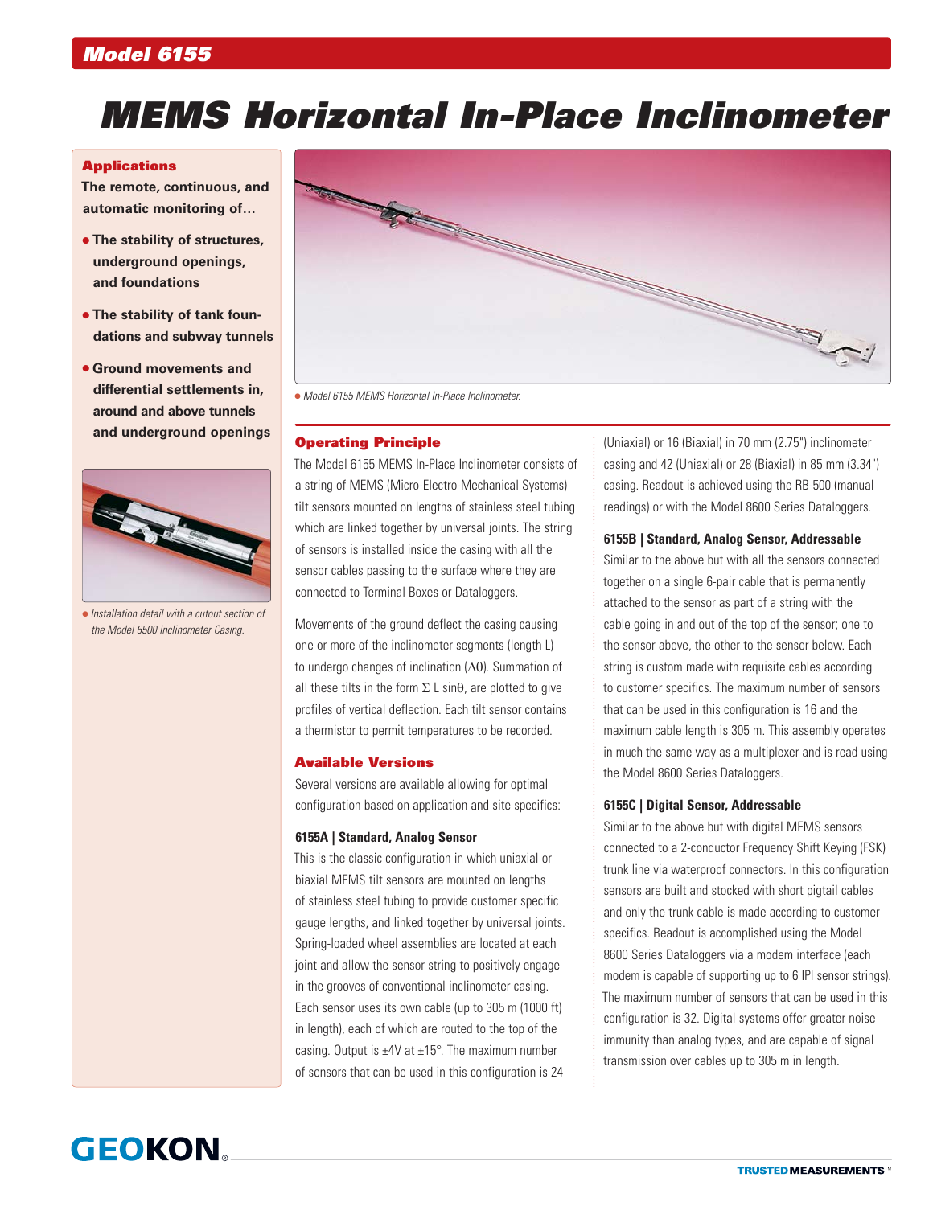## Model 6155

# MEMS Horizontal In-Place Inclinometer

### Applications

**The remote, continuous, and automatic monitoring of…**

- **The stability of structures, underground openings, and foundations**
- **The stability of tank foundations and subway tunnels**
- **Ground movements and differential settlements in, around and above tunnels and underground openings**

*Installation detail with a cutout section of the Model 6500 Inclinometer Casing.*

*Model 6155 MEMS Horizontal In-Place Inclinometer.*

### Operating Principle

The Model 6155 MEMS In-Place Inclinometer consists of a string of MEMS (Micro-Electro-Mechanical Systems) tilt sensors mounted on lengths of stainless steel tubing which are linked together by universal joints. The string of sensors is installed inside the casing with all the sensor cables passing to the surface where they are connected to Terminal Boxes or Dataloggers.

Movements of the ground deflect the casing causing one or more of the inclinometer segments (length L) to undergo changes of inclination ($\Delta\theta$). Summation of all these tilts in the form $\Sigma$ L sin$\theta$, are plotted to give profiles of vertical deflection. Each tilt sensor contains a thermistor to permit temperatures to be recorded.

### Available Versions

Several versions are available allowing for optimal configuration based on application and site specifics:

**6155A | Standard, Analog Sensor**

This is the classic configuration in which uniaxial or biaxial MEMS tilt sensors are mounted on lengths of stainless steel tubing to provide customer specific gauge lengths, and linked together by universal joints. Spring-loaded wheel assemblies are located at each joint and allow the sensor string to positively engage in the grooves of conventional inclinometer casing. Each sensor uses its own cable (up to 305 m (1000 ft) in length), each of which are routed to the top of the casing. Output is ±4V at ±15°. The maximum number of sensors that can be used in this configuration is 24 (Uniaxial) or 16 (Biaxial) in 70 mm (2.75") inclinometer casing and 42 (Uniaxial) or 28 (Biaxial) in 85 mm (3.34") casing. Readout is achieved using the RB-500 (manual readings) or with the Model 8600 Series Dataloggers.

**6155B | Standard, Analog Sensor, Addressable**

Similar to the above but with all the sensors connected together on a single 6-pair cable that is permanently attached to the sensor as part of a string with the cable going in and out of the top of the sensor; one to the sensor above, the other to the sensor below. Each string is custom made with requisite cables according to customer specifics. The maximum number of sensors that can be used in this configuration is 16 and the maximum cable length is 305 m. This assembly operates in much the same way as a multiplexer and is read using the Model 8600 Series Dataloggers.

**6155C | Digital Sensor, Addressable**

Similar to the above but with digital MEMS sensors connected to a 2-conductor Frequency Shift Keying (FSK) trunk line via waterproof connectors. In this configuration sensors are built and stocked with short pigtail cables and only the trunk cable is made according to customer specifics. Readout is accomplished using the Model 8600 Series Dataloggers via a modem interface (each modem is capable of supporting up to 6 IPI sensor strings). The maximum number of sensors that can be used in this configuration is 32. Digital systems offer greater noise immunity than analog types, and are capable of signal transmission over cables up to 305 m in length.

GEOKON

TRUSTED MEASUREMENTS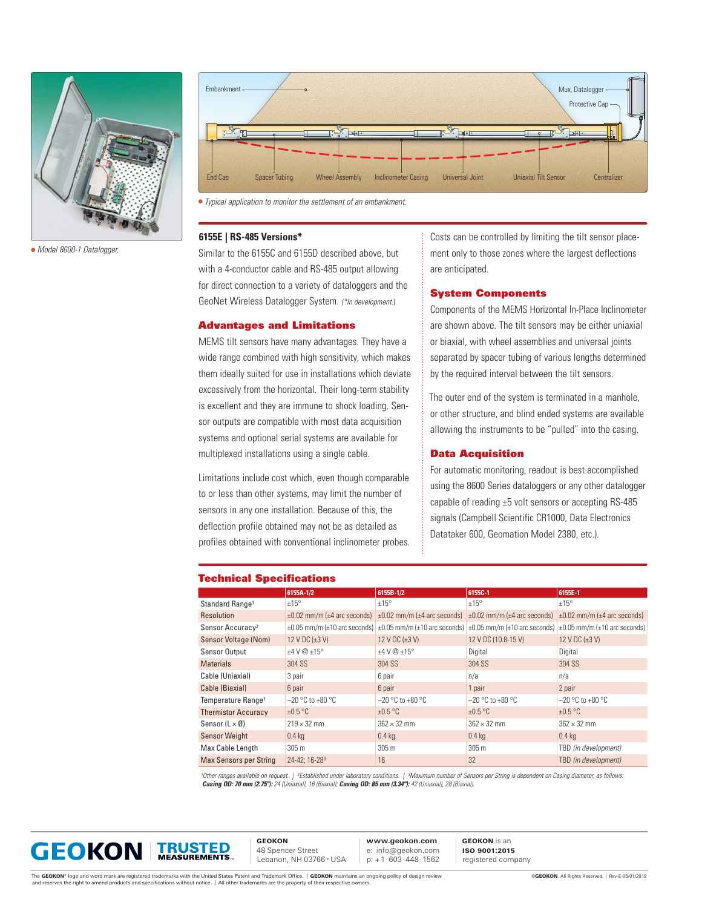Model 8600-1 Datalogger.

Embankment

Mux, Datalogger

Protective Cap

End Cap

Spacer Tubing

Wheel Assembly

Inclinometer Casing

Universal Joint

Uniaxial Tilt Sensor

Centralizer

Typical application to monitor the settlement of an embankment.

### 6155E | RS-485 Versions*

Similar to the 6155C and 6155D described above, but with a 4-conductor cable and RS-485 output allowing for direct connection to a variety of dataloggers and the GeoNet Wireless Datalogger System. *(*In development.)*

## Advantages and Limitations

MEMS tilt sensors have many advantages. They have a wide range combined with high sensitivity, which makes them ideally suited for use in installations which deviate excessively from the horizontal. Their long-term stability is excellent and they are immune to shock loading. Sensor outputs are compatible with most data acquisition systems and optional serial systems are available for multiplexed installations using a single cable.

Limitations include cost which, even though comparable to or less than other systems, may limit the number of sensors in any one installation. Because of this, the deflection profile obtained may not be as detailed as profiles obtained with conventional inclinometer probes. Costs can be controlled by limiting the tilt sensor placement only to those zones where the largest deflections are anticipated.

## System Components

Components of the MEMS Horizontal In-Place Inclinometer are shown above. The tilt sensors may be either uniaxial or biaxial, with wheel assemblies and universal joints separated by spacer tubing of various lengths determined by the required interval between the tilt sensors.

The outer end of the system is terminated in a manhole, or other structure, and blind ended systems are available allowing the instruments to be "pulled" into the casing.

## Data Acquisition

For automatic monitoring, readout is best accomplished using the 8600 Series dataloggers or any other datalogger capable of reading ±5 volt sensors or accepting RS-485 signals (Campbell Scientific CR1000, Data Electronics Datataker 600, Geomation Model 2380, etc.).

## Technical Specifications

| | 6155A-1/2 | 6155B-1/2 | 6155C-1 | 6155E-1 |
|---|---|---|---|---|
| Standard Range[1] | ±15° | ±15° | ±15° | ±15° |
| Resolution | ±0.02 mm/m (±4 arc seconds) | ±0.02 mm/m (±4 arc seconds) | ±0.02 mm/m (±4 arc seconds) | ±0.02 mm/m (±4 arc seconds) |
| Sensor Accuracy[2] | ±0.05 mm/m (±10 arc seconds) | ±0.05 mm/m (±10 arc seconds) | ±0.05 mm/m (±10 arc seconds) | ±0.05 mm/m (±10 arc seconds) |
| Sensor Voltage (Nom) | 12 V DC (±3 V) | 12 V DC (±3 V) | 12 V DC (10.8-15 V) | 12 V DC (±3 V) |
| Sensor Output | ±4 V @ ±15° | ±4 V @ ±15° | Digital | Digital |
| Materials | 304 SS | 304 SS | 304 SS | 304 SS |
| Cable (Uniaxial) | 3 pair | 6 pair | n/a | n/a |
| Cable (Biaxial) | 6 pair | 6 pair | 1 pair | 2 pair |
| Temperature Range[1] | −20 °C to +80 °C | −20 °C to +80 °C | −20 °C to +80 °C | −20 °C to +80 °C |
| Thermistor Accuracy | ±0.5 °C | ±0.5 °C | ±0.5 °C | ±0.5 °C |
| Sensor (L × Ø) | 219 × 32 mm | 362 × 32 mm | 362 × 32 mm | 362 × 32 mm |
| Sensor Weight | 0.4 kg | 0.4 kg | 0.4 kg | 0.4 kg |
| Max Cable Length | 305 m | 305 m | 305 m | TBD *(in development)* |
| Max Sensors per String | 24-42; 16-28[3] | 16 | 32 | TBD *(in development)* |

*[1]Other ranges available on request. | [2]Established under laboratory conditions. | [3]Maximum number of Sensors per String is dependent on Casing diameter, as follows:* ***Casing OD: 70 mm (2.75"):*** *24 (Uniaxial), 16 (Biaxial);* ***Casing OD: 85 mm (3.34"):*** *42 (Uniaxial), 28 (Biaxial).*

GEOKON | TRUSTED MEASUREMENTS.

**GEOKON**
48 Spencer Street
Lebanon, NH 03766 · USA

**www.geokon.com**
e: info@geokon.com
p: +1 · 603 · 448 · 1562

**GEOKON** is an **ISO 9001:2015** registered company

The **GEOKON**® logo and word mark are registered trademarks with the United States Patent and Trademark Office. | **GEOKON** maintains an ongoing policy of design review and reserves the right to amend products and specifications without notice. | All other trademarks are the property of their respective owners.

©**GEOKON**. All Rights Reserved. | Rev-E-05/01/2019